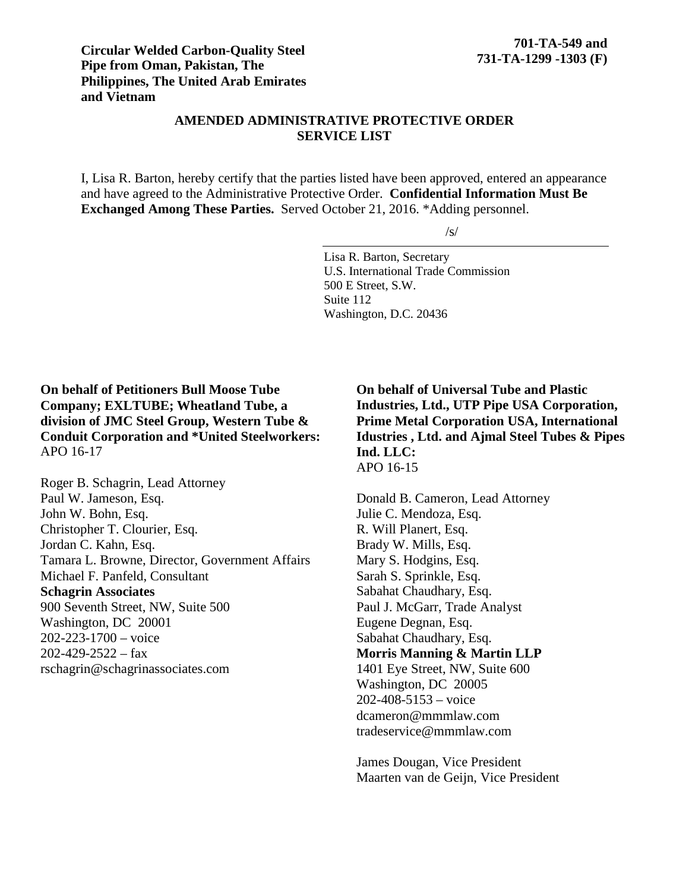**Circular Welded Carbon-Quality Steel Pipe from Oman, Pakistan, The Philippines, The United Arab Emirates and Vietnam**

**701-TA-549 and 731-TA-1299 -1303 (F)**

## AMENDED ADMINISTRATIVE PROTECTIVE ORDER SERVICE LIST

I, Lisa R. Barton, hereby certify that the parties listed have been approved, entered an appearance and have agreed to the Administrative Protective Order. **Confidential Information Must Be Exchanged Among These Parties.** Served October 21, 2016. *Adding personnel.

/s/

Lisa R. Barton, Secretary
U.S. International Trade Commission
500 E Street, S.W.
Suite 112
Washington, D.C. 20436

**On behalf of Petitioners Bull Moose Tube Company; EXLTUBE; Wheatland Tube, a division of JMC Steel Group, Western Tube & Conduit Corporation and *United Steelworkers:**
APO 16-17

Roger B. Schagrin, Lead Attorney
Paul W. Jameson, Esq.
John W. Bohn, Esq.
Christopher T. Clourier, Esq.
Jordan C. Kahn, Esq.
Tamara L. Browne, Director, Government Affairs
Michael F. Panfeld, Consultant
**Schagrin Associates**
900 Seventh Street, NW, Suite 500
Washington, DC 20001
202-223-1700 – voice
202-429-2522 – fax
rschagrin@schagrinassociates.com

**On behalf of Universal Tube and Plastic Industries, Ltd., UTP Pipe USA Corporation, Prime Metal Corporation USA, International Idustries , Ltd. and Ajmal Steel Tubes & Pipes Ind. LLC:**
APO 16-15

Donald B. Cameron, Lead Attorney
Julie C. Mendoza, Esq.
R. Will Planert, Esq.
Brady W. Mills, Esq.
Mary S. Hodgins, Esq.
Sarah S. Sprinkle, Esq.
Sabahat Chaudhary, Esq.
Paul J. McGarr, Trade Analyst
Eugene Degnan, Esq.
Sabahat Chaudhary, Esq.
**Morris Manning & Martin LLP**
1401 Eye Street, NW, Suite 600
Washington, DC 20005
202-408-5153 – voice
dcameron@mmmlaw.com
tradeservice@mmmlaw.com

James Dougan, Vice President
Maarten van de Geijn, Vice President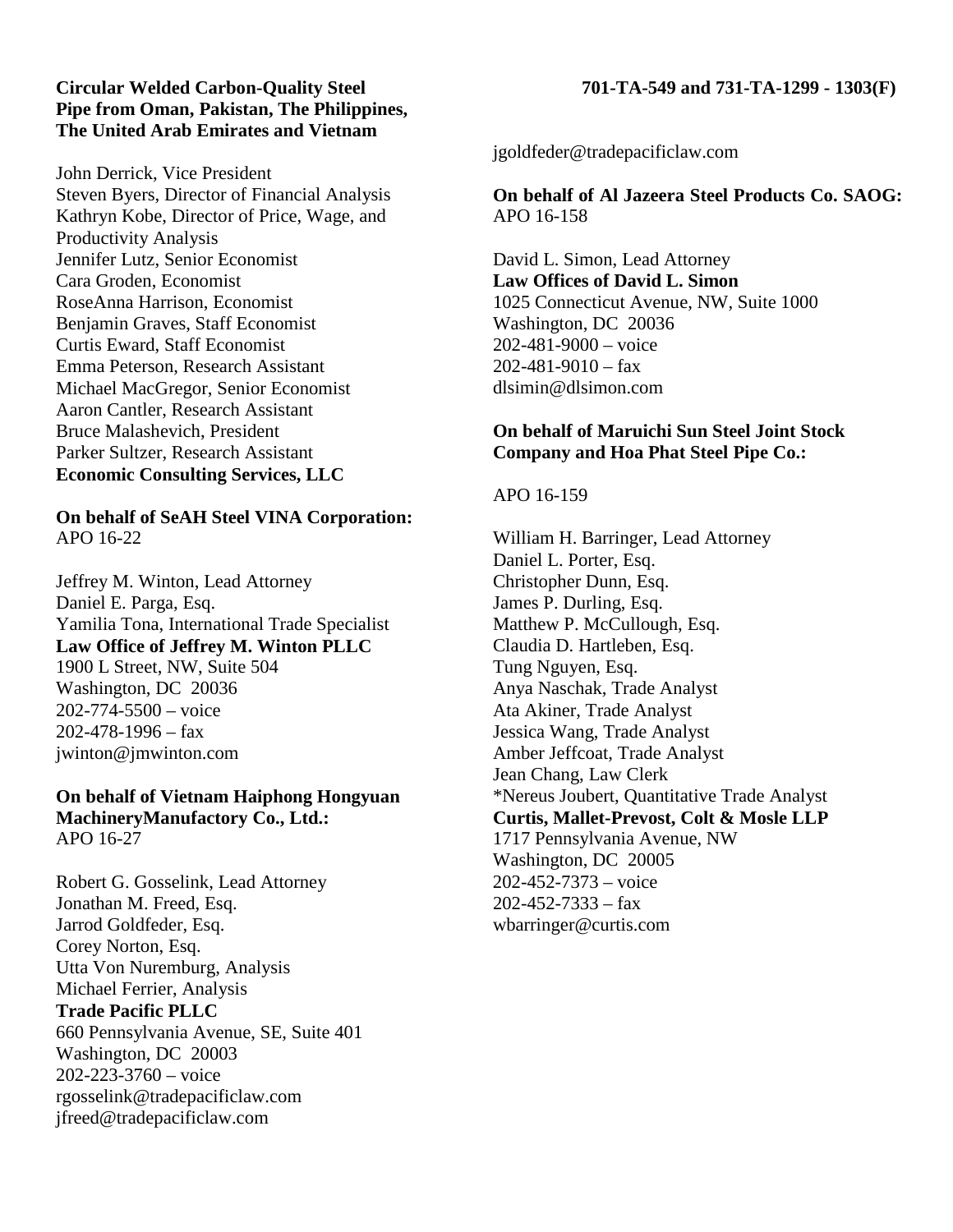**Circular Welded Carbon-Quality Steel Pipe from Oman, Pakistan, The Philippines, The United Arab Emirates and Vietnam**

**701-TA-549 and 731-TA-1299 - 1303(F)**

John Derrick, Vice President
Steven Byers, Director of Financial Analysis
Kathryn Kobe, Director of Price, Wage, and Productivity Analysis
Jennifer Lutz, Senior Economist
Cara Groden, Economist
RoseAnna Harrison, Economist
Benjamin Graves, Staff Economist
Curtis Eward, Staff Economist
Emma Peterson, Research Assistant
Michael MacGregor, Senior Economist
Aaron Cantler, Research Assistant
Bruce Malashevich, President
Parker Sultzer, Research Assistant
**Economic Consulting Services, LLC**

**On behalf of SeAH Steel VINA Corporation:**
APO 16-22

Jeffrey M. Winton, Lead Attorney
Daniel E. Parga, Esq.
Yamilia Tona, International Trade Specialist
**Law Office of Jeffrey M. Winton PLLC**
1900 L Street, NW, Suite 504
Washington, DC 20036
202-774-5500 – voice
202-478-1996 – fax
jwinton@jmwinton.com

**On behalf of Vietnam Haiphong Hongyuan MachineryManufactory Co., Ltd.:**
APO 16-27

Robert G. Gosselink, Lead Attorney
Jonathan M. Freed, Esq.
Jarrod Goldfeder, Esq.
Corey Norton, Esq.
Utta Von Nuremburg, Analysis
Michael Ferrier, Analysis
**Trade Pacific PLLC**
660 Pennsylvania Avenue, SE, Suite 401
Washington, DC 20003
202-223-3760 – voice
rgosselink@tradepacificlaw.com
jfreed@tradepacificlaw.com
jgoldfeder@tradepacificlaw.com

**On behalf of Al Jazeera Steel Products Co. SAOG:**
APO 16-158

David L. Simon, Lead Attorney
**Law Offices of David L. Simon**
1025 Connecticut Avenue, NW, Suite 1000
Washington, DC 20036
202-481-9000 – voice
202-481-9010 – fax
dlsimin@dlsimon.com

**On behalf of Maruichi Sun Steel Joint Stock Company and Hoa Phat Steel Pipe Co.:**

APO 16-159

William H. Barringer, Lead Attorney
Daniel L. Porter, Esq.
Christopher Dunn, Esq.
James P. Durling, Esq.
Matthew P. McCullough, Esq.
Claudia D. Hartleben, Esq.
Tung Nguyen, Esq.
Anya Naschak, Trade Analyst
Ata Akiner, Trade Analyst
Jessica Wang, Trade Analyst
Amber Jeffcoat, Trade Analyst
Jean Chang, Law Clerk
*Nereus Joubert, Quantitative Trade Analyst
**Curtis, Mallet-Prevost, Colt & Mosle LLP**
1717 Pennsylvania Avenue, NW
Washington, DC 20005
202-452-7373 – voice
202-452-7333 – fax
wbarringer@curtis.com